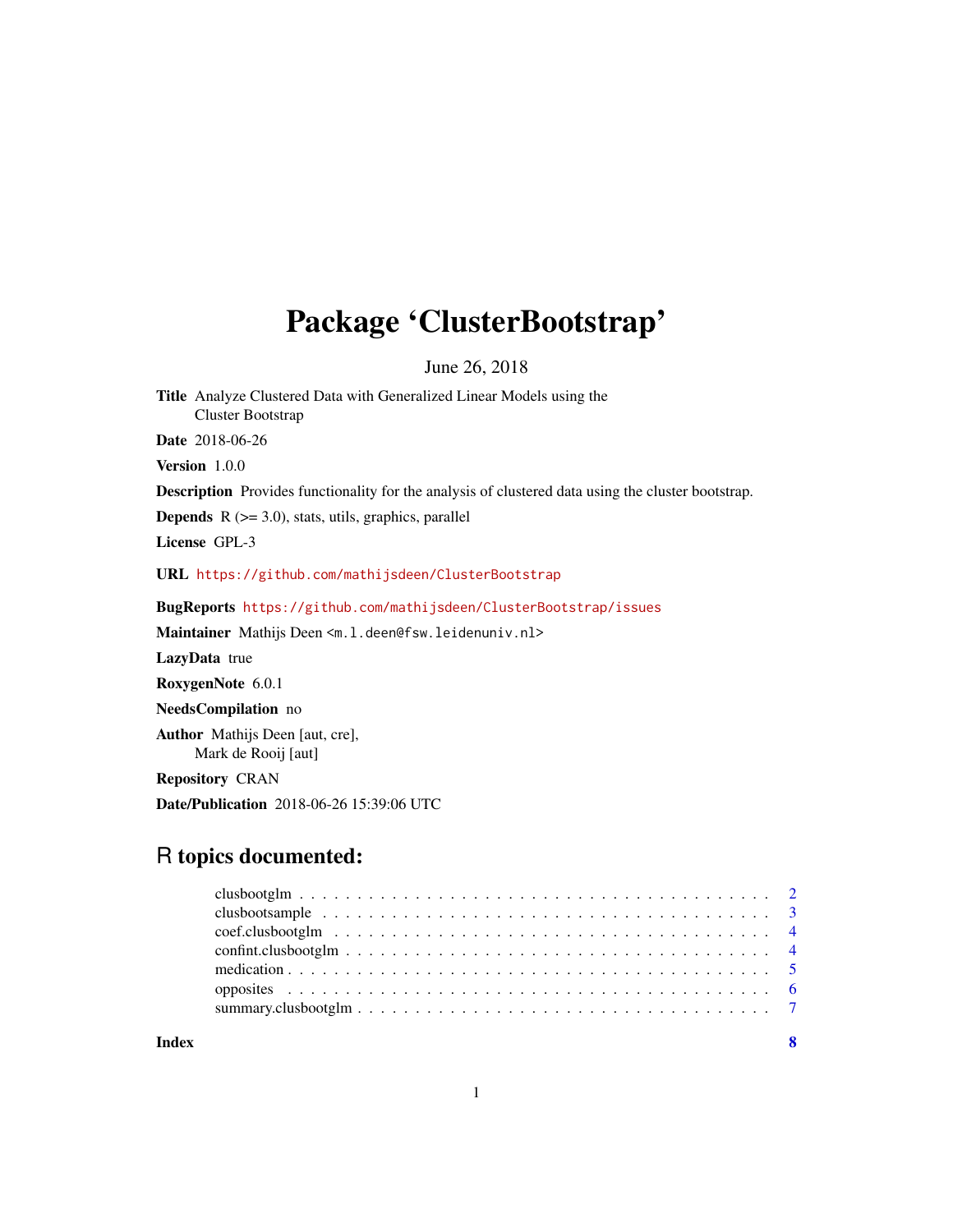# Package 'ClusterBootstrap'

June 26, 2018

**Title** Analyze Clustered Data with Generalized Linear Models using the Cluster Bootstrap

**Date** 2018-06-26

**Version** 1.0.0

**Description** Provides functionality for the analysis of clustered data using the cluster bootstrap.

**Depends** R (>= 3.0), stats, utils, graphics, parallel

**License** GPL-3

**URL** https://github.com/mathijsdeen/ClusterBootstrap

**BugReports** https://github.com/mathijsdeen/ClusterBootstrap/issues

**Maintainer** Mathijs Deen <m.l.deen@fsw.leidenuniv.nl>

**LazyData** true

**RoxygenNote** 6.0.1

**NeedsCompilation** no

**Author** Mathijs Deen [aut, cre],
Mark de Rooij [aut]

**Repository** CRAN

**Date/Publication** 2018-06-26 15:39:06 UTC

## R topics documented:

clusbootglm . . . . . . . . . . . . . . . . . . . . . . . . . . . . . . . . . . . . . . . . . 2
clusbootsample . . . . . . . . . . . . . . . . . . . . . . . . . . . . . . . . . . . . . . . 3
coef.clusbootglm . . . . . . . . . . . . . . . . . . . . . . . . . . . . . . . . . . . . . . 4
confint.clusbootglm . . . . . . . . . . . . . . . . . . . . . . . . . . . . . . . . . . . . 4
medication . . . . . . . . . . . . . . . . . . . . . . . . . . . . . . . . . . . . . . . . . 5
opposites . . . . . . . . . . . . . . . . . . . . . . . . . . . . . . . . . . . . . . . . . . 6
summary.clusbootglm . . . . . . . . . . . . . . . . . . . . . . . . . . . . . . . . . . . 7

**Index** 8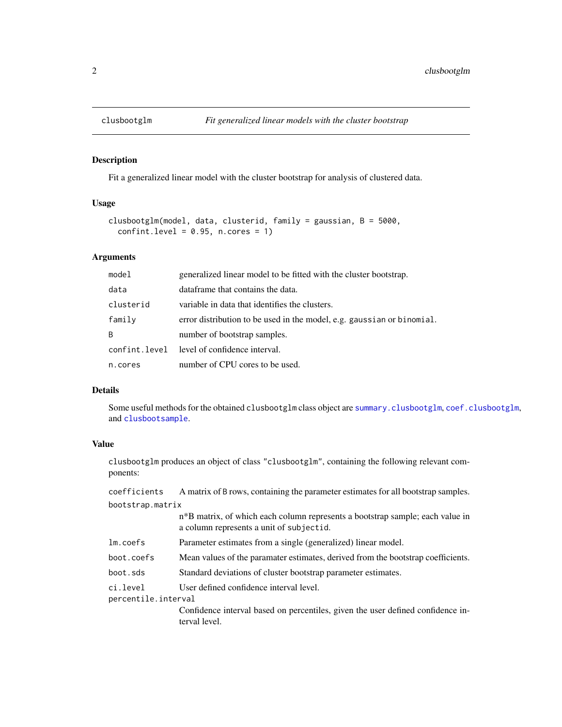## clusbootglm — *Fit generalized linear models with the cluster bootstrap*

### Description

Fit a generalized linear model with the cluster bootstrap for analysis of clustered data.

### Usage

```
clusbootglm(model, data, clusterid, family = gaussian, B = 5000,
  confint.level = 0.95, n.cores = 1)
```

### Arguments

| | |
|---|---|
| `model` | generalized linear model to be fitted with the cluster bootstrap. |
| `data` | dataframe that contains the data. |
| `clusterid` | variable in data that identifies the clusters. |
| `family` | error distribution to be used in the model, e.g. `gaussian` or `binomial`. |
| `B` | number of bootstrap samples. |
| `confint.level` | level of confidence interval. |
| `n.cores` | number of CPU cores to be used. |

### Details

Some useful methods for the obtained `clusbootglm` class object are `summary.clusbootglm`, `coef.clusbootglm`, and `clusbootsample`.

### Value

`clusbootglm` produces an object of class `"clusbootglm"`, containing the following relevant components:

| | |
|---|---|
| `coefficients` | A matrix of `B` rows, containing the parameter estimates for all bootstrap samples. |
| `bootstrap.matrix` | n*B matrix, of which each column represents a bootstrap sample; each value in a column represents a unit of `subjectid`. |
| `lm.coefs` | Parameter estimates from a single (generalized) linear model. |
| `boot.coefs` | Mean values of the paramater estimates, derived from the bootstrap coefficients. |
| `boot.sds` | Standard deviations of cluster bootstrap parameter estimates. |
| `ci.level` | User defined confidence interval level. |
| `percentile.interval` | Confidence interval based on percentiles, given the user defined confidence interval level. |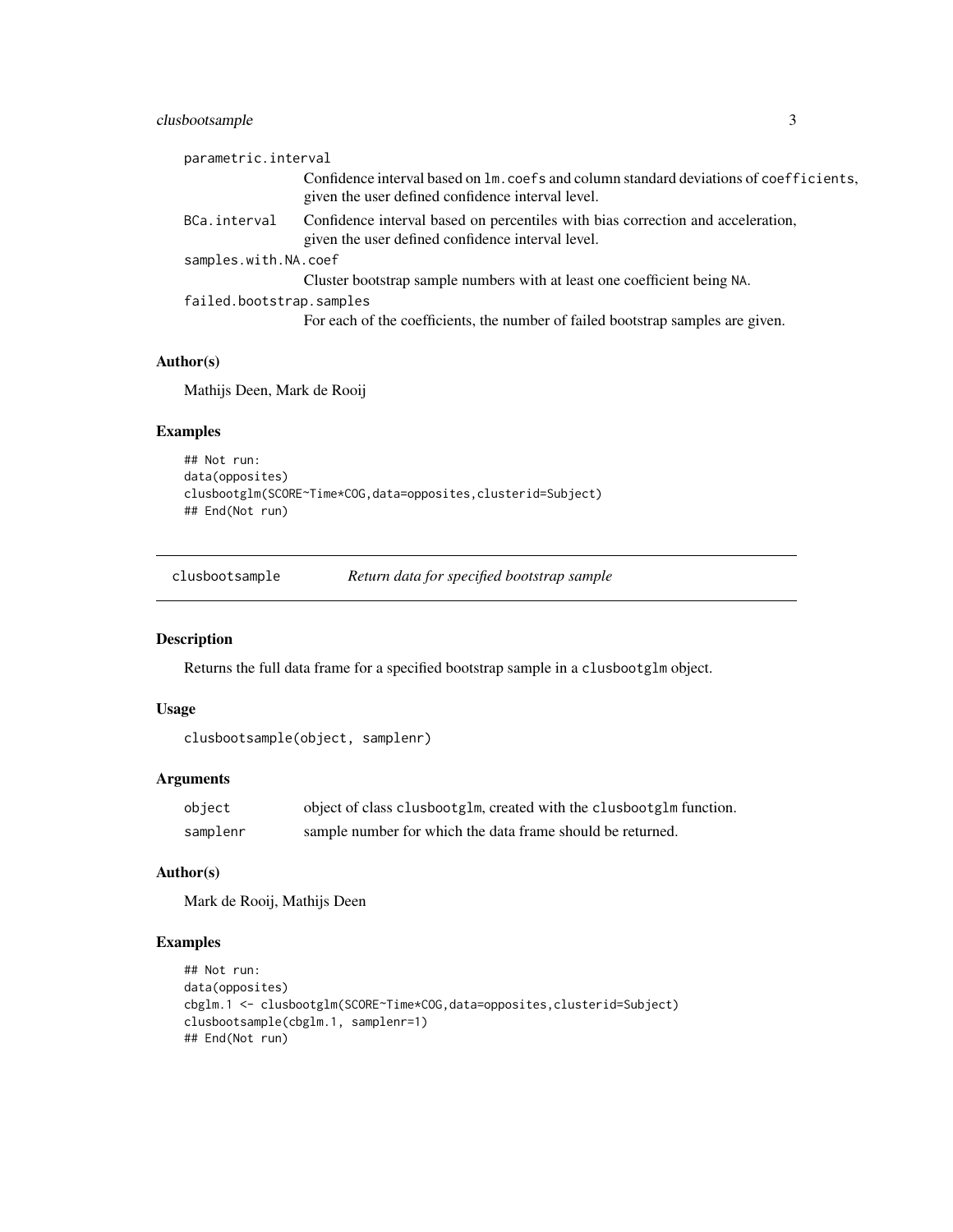parametric.interval
: Confidence interval based on `lm.coefs` and column standard deviations of `coefficients`, given the user defined confidence interval level.

BCa.interval
: Confidence interval based on percentiles with bias correction and acceleration, given the user defined confidence interval level.

samples.with.NA.coef
: Cluster bootstrap sample numbers with at least one coefficient being NA.

failed.bootstrap.samples
: For each of the coefficients, the number of failed bootstrap samples are given.

### Author(s)

Mathijs Deen, Mark de Rooij

### Examples

```
## Not run:
data(opposites)
clusbootglm(SCORE~Time*COG,data=opposites,clusterid=Subject)
## End(Not run)
```

---

## clusbootsample *Return data for specified bootstrap sample*

---

### Description

Returns the full data frame for a specified bootstrap sample in a `clusbootglm` object.

### Usage

```
clusbootsample(object, samplenr)
```

### Arguments

| | |
|---|---|
| object | object of class `clusbootglm`, created with the `clusbootglm` function. |
| samplenr | sample number for which the data frame should be returned. |

### Author(s)

Mark de Rooij, Mathijs Deen

### Examples

```
## Not run:
data(opposites)
cbglm.1 <- clusbootglm(SCORE~Time*COG,data=opposites,clusterid=Subject)
clusbootsample(cbglm.1, samplenr=1)
## End(Not run)
```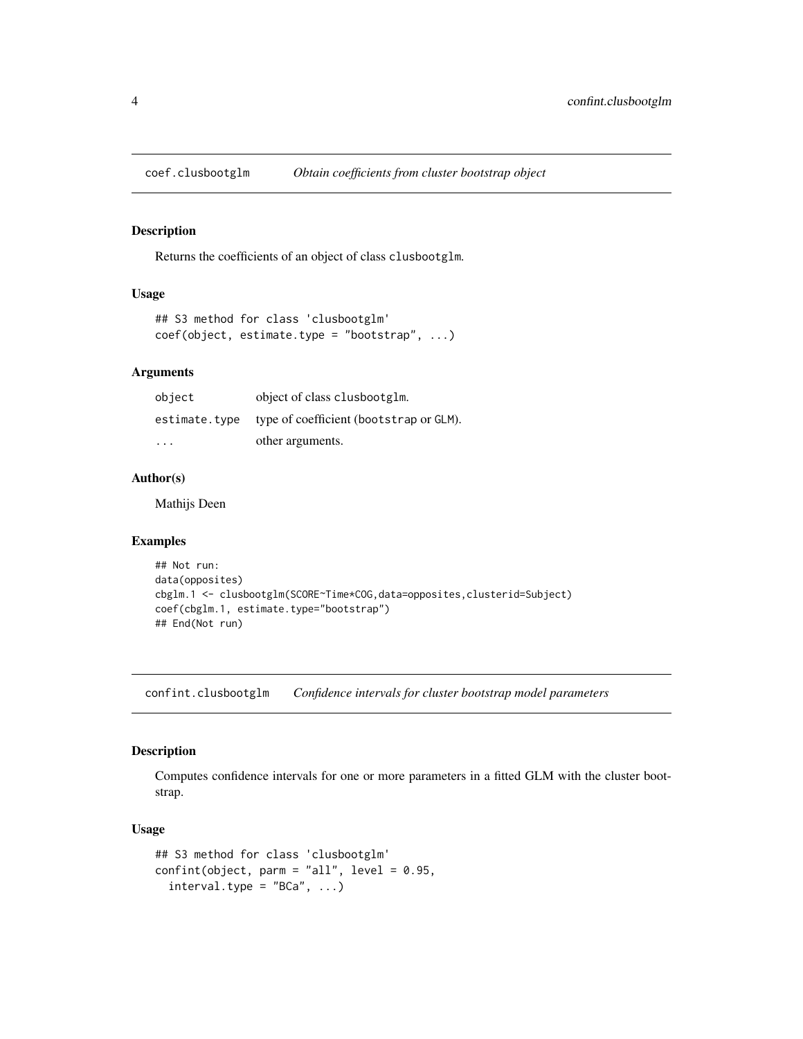## coef.clusbootglm — *Obtain coefficients from cluster bootstrap object*

### Description

Returns the coefficients of an object of class `clusbootglm`.

### Usage

```
## S3 method for class 'clusbootglm'
coef(object, estimate.type = "bootstrap", ...)
```

### Arguments

| | |
|---|---|
| `object` | object of class `clusbootglm`. |
| `estimate.type` | type of coefficient (`bootstrap` or `GLM`). |
| `...` | other arguments. |

### Author(s)

Mathijs Deen

### Examples

```
## Not run:
data(opposites)
cbglm.1 <- clusbootglm(SCORE~Time*COG,data=opposites,clusterid=Subject)
coef(cbglm.1, estimate.type="bootstrap")
## End(Not run)
```

## confint.clusbootglm — *Confidence intervals for cluster bootstrap model parameters*

### Description

Computes confidence intervals for one or more parameters in a fitted GLM with the cluster bootstrap.

### Usage

```
## S3 method for class 'clusbootglm'
confint(object, parm = "all", level = 0.95,
  interval.type = "BCa", ...)
```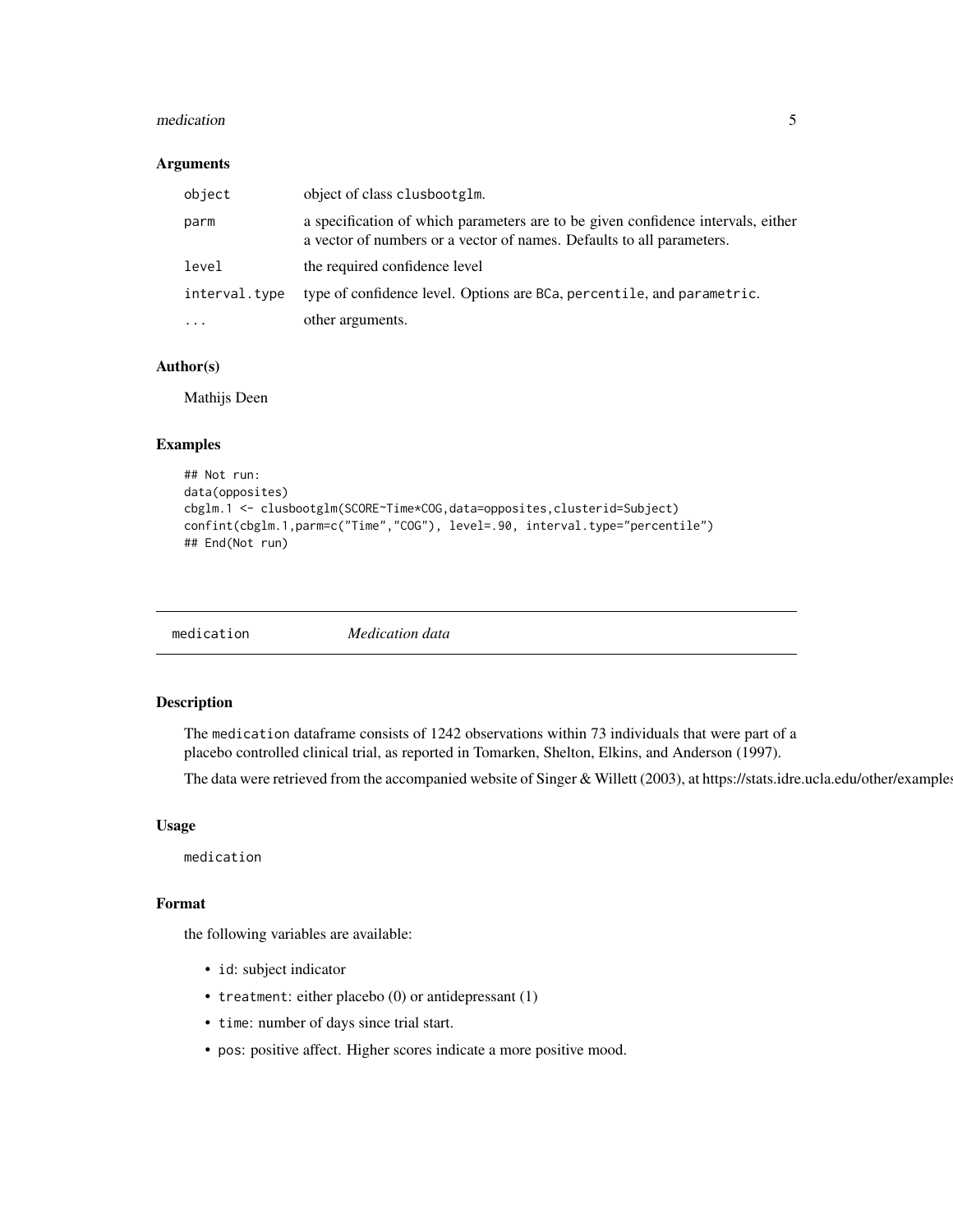### Arguments

| | |
|---|---|
| `object` | object of class `clusbootglm`. |
| `parm` | a specification of which parameters are to be given confidence intervals, either a vector of numbers or a vector of names. Defaults to all parameters. |
| `level` | the required confidence level |
| `interval.type` | type of confidence level. Options are `BCa`, `percentile`, and `parametric`. |
| `...` | other arguments. |

### Author(s)

Mathijs Deen

### Examples

```
## Not run:
data(opposites)
cbglm.1 <- clusbootglm(SCORE~Time*COG,data=opposites,clusterid=Subject)
confint(cbglm.1,parm=c("Time","COG"), level=.90, interval.type="percentile")
## End(Not run)
```

---

## `medication` *Medication data*

### Description

The `medication` dataframe consists of 1242 observations within 73 individuals that were part of a placebo controlled clinical trial, as reported in Tomarken, Shelton, Elkins, and Anderson (1997).

The data were retrieved from the accompanied website of Singer & Willett (2003), at https://stats.idre.ucla.edu/other/examples

### Usage

```
medication
```

### Format

the following variables are available:

- `id`: subject indicator
- `treatment`: either placebo (0) or antidepressant (1)
- `time`: number of days since trial start.
- `pos`: positive affect. Higher scores indicate a more positive mood.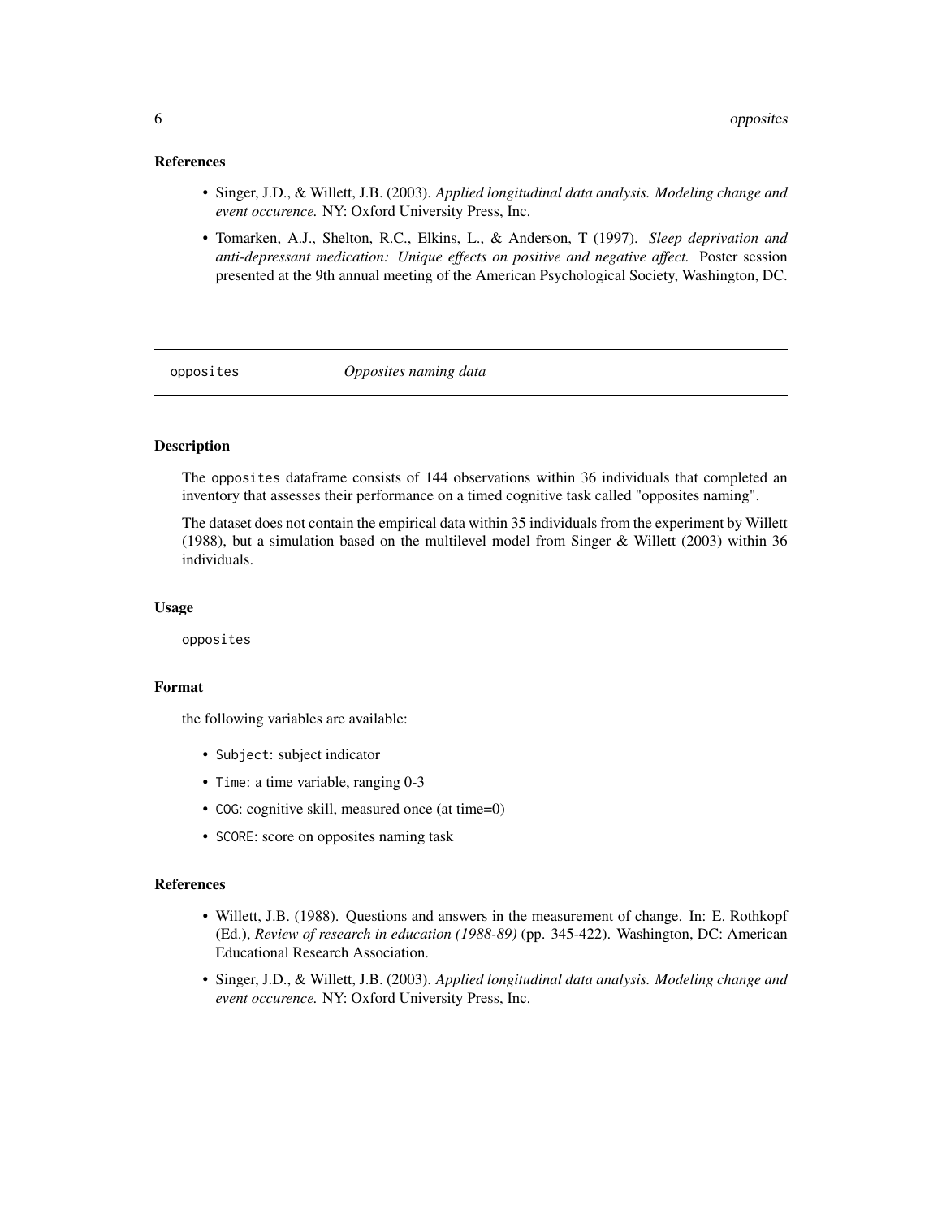### References

- Singer, J.D., & Willett, J.B. (2003). *Applied longitudinal data analysis. Modeling change and event occurence.* NY: Oxford University Press, Inc.
- Tomarken, A.J., Shelton, R.C., Elkins, L., & Anderson, T (1997). *Sleep deprivation and anti-depressant medication: Unique effects on positive and negative affect.* Poster session presented at the 9th annual meeting of the American Psychological Society, Washington, DC.

---

## opposites *Opposites naming data*

---

### Description

The `opposites` dataframe consists of 144 observations within 36 individuals that completed an inventory that assesses their performance on a timed cognitive task called "opposites naming".

The dataset does not contain the empirical data within 35 individuals from the experiment by Willett (1988), but a simulation based on the multilevel model from Singer & Willett (2003) within 36 individuals.

### Usage

```
opposites
```

### Format

the following variables are available:

- `Subject`: subject indicator
- `Time`: a time variable, ranging 0-3
- `COG`: cognitive skill, measured once (at time=0)
- `SCORE`: score on opposites naming task

### References

- Willett, J.B. (1988). Questions and answers in the measurement of change. In: E. Rothkopf (Ed.), *Review of research in education (1988-89)* (pp. 345-422). Washington, DC: American Educational Research Association.
- Singer, J.D., & Willett, J.B. (2003). *Applied longitudinal data analysis. Modeling change and event occurence.* NY: Oxford University Press, Inc.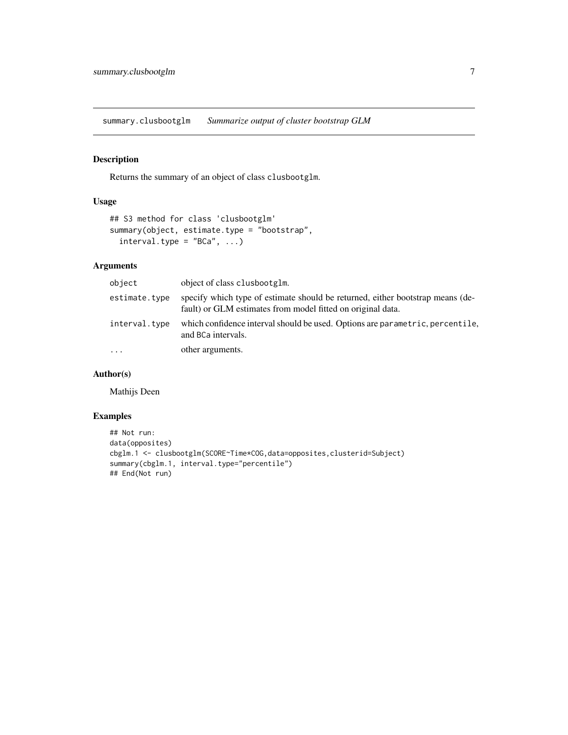## summary.clusbootglm — *Summarize output of cluster bootstrap GLM*

### Description

Returns the summary of an object of class `clusbootglm`.

### Usage

```
## S3 method for class 'clusbootglm'
summary(object, estimate.type = "bootstrap",
  interval.type = "BCa", ...)
```

### Arguments

| | |
|---|---|
| `object` | object of class `clusbootglm`. |
| `estimate.type` | specify which type of estimate should be returned, either bootstrap means (default) or GLM estimates from model fitted on original data. |
| `interval.type` | which confidence interval should be used. Options are `parametric`, `percentile`, and `BCa` intervals. |
| `...` | other arguments. |

### Author(s)

Mathijs Deen

### Examples

```
## Not run:
data(opposites)
cbglm.1 <- clusbootglm(SCORE~Time*COG,data=opposites,clusterid=Subject)
summary(cbglm.1, interval.type="percentile")
## End(Not run)
```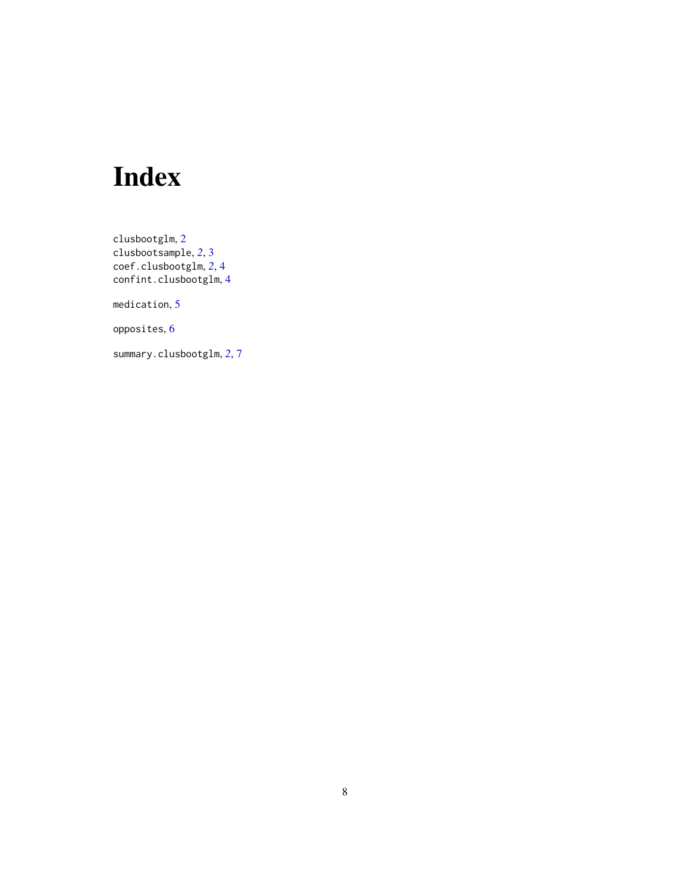# Index

clusbootglm, 2
clusbootsample, *2*, 3
coef.clusbootglm, *2*, 4
confint.clusbootglm, 4

medication, 5

opposites, 6

summary.clusbootglm, *2*, 7